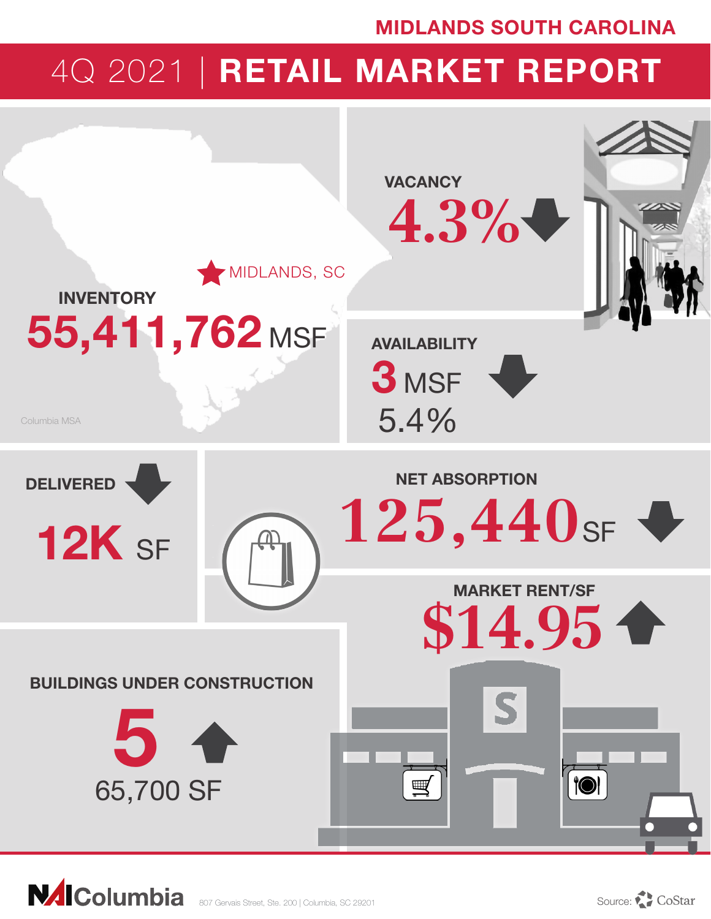MIDLANDS SOUTH CAROLINA

# 4Q 2021 | RETAIL MARKET REPORT

MIDLANDS, SC

**INVENTORY**

**55,411,762** MSF

Columbia MSA

**VACANCY**

**4.3%** ↓

**AVAILABILITY**

**3** MSF ↓

5.4%

**DELIVERED** ↓

**12K** SF

**NET ABSORPTION**

**125,440** SF ↓

**MARKET RENT/SF**

**$14.95** ↑

**BUILDINGS UNDER CONSTRUCTION**

**5** ↑

65,700 SF

NAI Columbia 807 Gervais Street, Ste. 200 | Columbia, SC 29201

Source: CoStar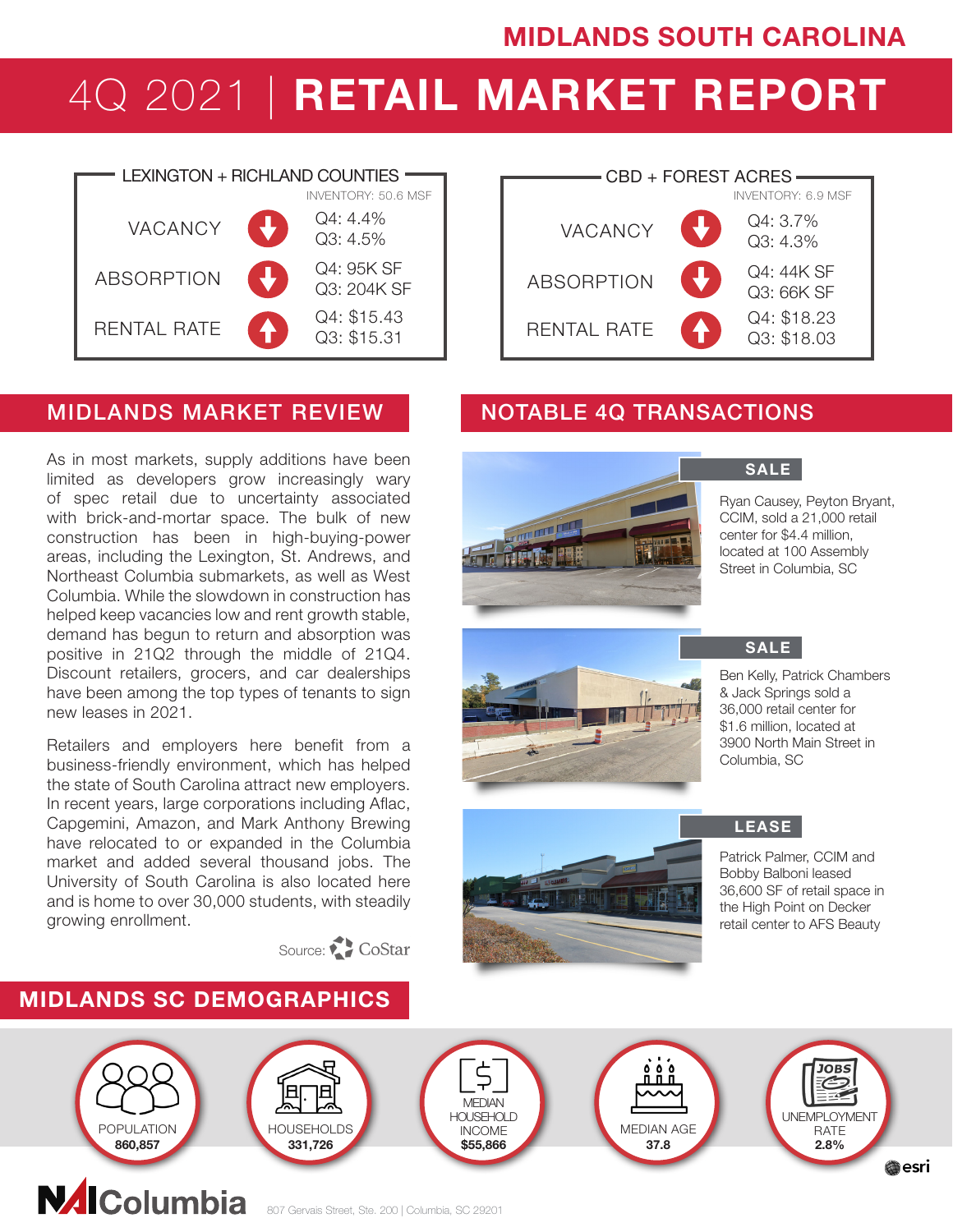# MIDLANDS SOUTH CAROLINA

# 4Q 2021 | RETAIL MARKET REPORT

## LEXINGTON + RICHLAND COUNTIES

INVENTORY: 50.6 MSF

| Metric | Trend | Values |
|---|---|---|
| VACANCY | ↓ | Q4: 4.4%<br>Q3: 4.5% |
| ABSORPTION | ↓ | Q4: 95K SF<br>Q3: 204K SF |
| RENTAL RATE | ↑ | Q4: $15.43<br>Q3: $15.31 |

## CBD + FOREST ACRES

INVENTORY: 6.9 MSF

| Metric | Trend | Values |
|---|---|---|
| VACANCY | ↓ | Q4: 3.7%<br>Q3: 4.3% |
| ABSORPTION | ↓ | Q4: 44K SF<br>Q3: 66K SF |
| RENTAL RATE | ↑ | Q4: $18.23<br>Q3: $18.03 |

## MIDLANDS MARKET REVIEW

As in most markets, supply additions have been limited as developers grow increasingly wary of spec retail due to uncertainty associated with brick-and-mortar space. The bulk of new construction has been in high-buying-power areas, including the Lexington, St. Andrews, and Northeast Columbia submarkets, as well as West Columbia. While the slowdown in construction has helped keep vacancies low and rent growth stable, demand has begun to return and absorption was positive in 21Q2 through the middle of 21Q4. Discount retailers, grocers, and car dealerships have been among the top types of tenants to sign new leases in 2021.

Retailers and employers here benefit from a business-friendly environment, which has helped the state of South Carolina attract new employers. In recent years, large corporations including Aflac, Capgemini, Amazon, and Mark Anthony Brewing have relocated to or expanded in the Columbia market and added several thousand jobs. The University of South Carolina is also located here and is home to over 30,000 students, with steadily growing enrollment.

Source: CoStar

## NOTABLE 4Q TRANSACTIONS

**SALE**

Ryan Causey, Peyton Bryant, CCIM, sold a 21,000 retail center for $4.4 million, located at 100 Assembly Street in Columbia, SC

**SALE**

Ben Kelly, Patrick Chambers & Jack Springs sold a 36,000 retail center for $1.6 million, located at 3900 North Main Street in Columbia, SC

**LEASE**

Patrick Palmer, CCIM and Bobby Balboni leased 36,600 SF of retail space in the High Point on Decker retail center to AFS Beauty

## MIDLANDS SC DEMOGRAPHICS

| POPULATION | HOUSEHOLDS | MEDIAN HOUSEHOLD INCOME | MEDIAN AGE | UNEMPLOYMENT RATE |
|---|---|---|---|---|
| 860,857 | 331,726 | $55,866 | 37.8 | 2.8% |

esri

NAI Columbia

807 Gervais Street, Ste. 200 | Columbia, SC 29201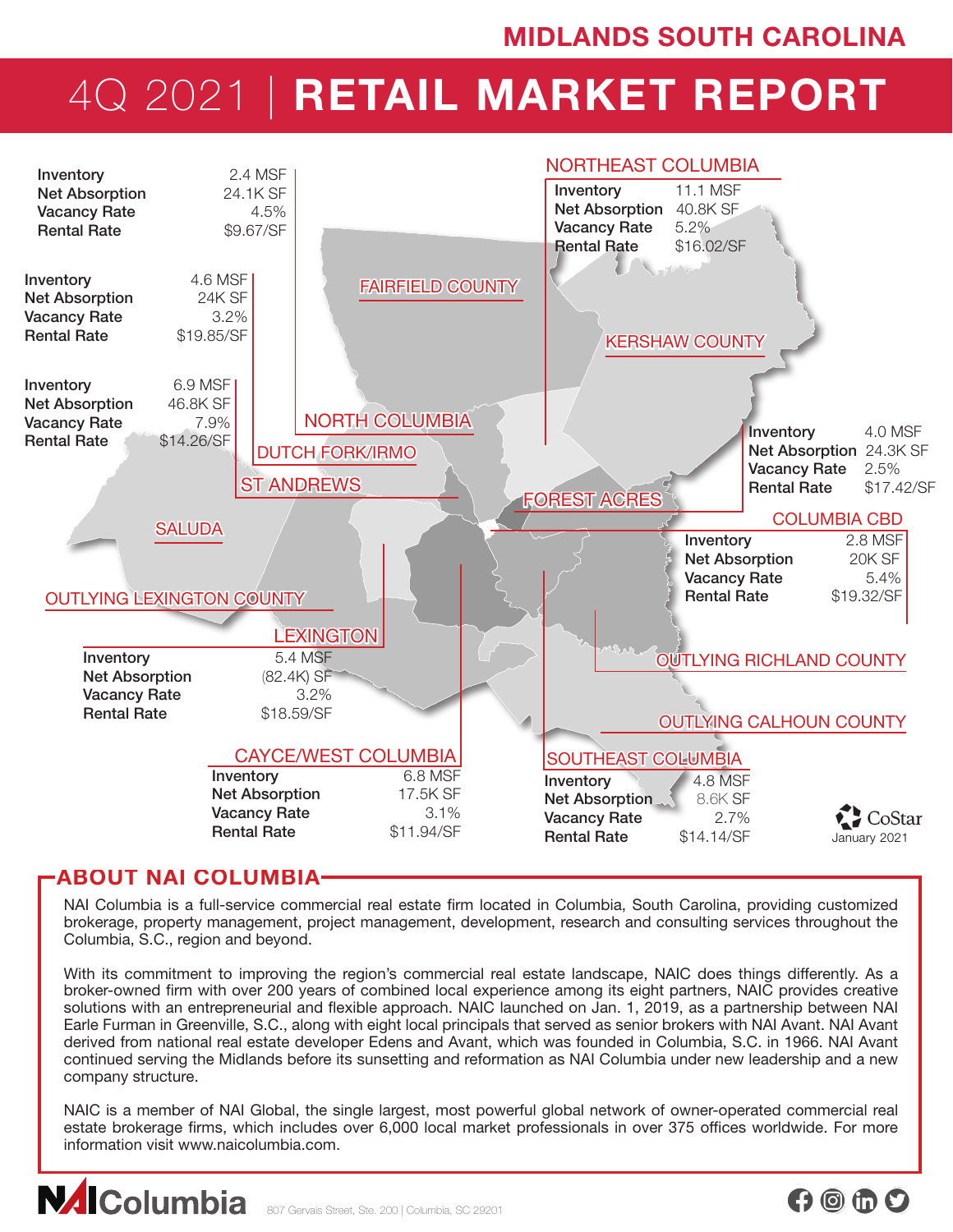MIDLANDS SOUTH CAROLINA

# 4Q 2021 | RETAIL MARKET REPORT

## NORTH COLUMBIA

Inventory 2.4 MSF
Net Absorption 24.1K SF
Vacancy Rate 4.5%
Rental Rate $9.67/SF

## DUTCH FORK/IRMO

Inventory 4.6 MSF
Net Absorption 24K SF
Vacancy Rate 3.2%
Rental Rate $19.85/SF

## ST ANDREWS

Inventory 6.9 MSF
Net Absorption 46.8K SF
Vacancy Rate 7.9%
Rental Rate $14.26/SF

## NORTHEAST COLUMBIA

Inventory 11.1 MSF
Net Absorption 40.8K SF
Vacancy Rate 5.2%
Rental Rate $16.02/SF

## FOREST ACRES

Inventory 4.0 MSF
Net Absorption 24.3K SF
Vacancy Rate 2.5%
Rental Rate $17.42/SF

## COLUMBIA CBD

Inventory 2.8 MSF
Net Absorption 20K SF
Vacancy Rate 5.4%
Rental Rate $19.32/SF

## LEXINGTON

Inventory 5.4 MSF
Net Absorption (82.4K) SF
Vacancy Rate 3.2%
Rental Rate $18.59/SF

## CAYCE/WEST COLUMBIA

Inventory 6.8 MSF
Net Absorption 17.5K SF
Vacancy Rate 3.1%
Rental Rate $11.94/SF

## SOUTHEAST COLUMBIA

Inventory 4.8 MSF
Net Absorption 8.6K SF
Vacancy Rate 2.7%
Rental Rate $14.14/SF

FAIRFIELD COUNTY

KERSHAW COUNTY

SALUDA

OUTLYING LEXINGTON COUNTY

OUTLYING RICHLAND COUNTY

OUTLYING CALHOUN COUNTY

CoStar
January 2021

## ABOUT NAI COLUMBIA

NAI Columbia is a full-service commercial real estate firm located in Columbia, South Carolina, providing customized brokerage, property management, project management, development, research and consulting services throughout the Columbia, S.C., region and beyond.

With its commitment to improving the region's commercial real estate landscape, NAIC does things differently. As a broker-owned firm with over 200 years of combined local experience among its eight partners, NAIC provides creative solutions with an entrepreneurial and flexible approach. NAIC launched on Jan. 1, 2019, as a partnership between NAI Earle Furman in Greenville, S.C., along with eight local principals that served as senior brokers with NAI Avant. NAI Avant derived from national real estate developer Edens and Avant, which was founded in Columbia, S.C. in 1966. NAI Avant continued serving the Midlands before its sunsetting and reformation as NAI Columbia under new leadership and a new company structure.

NAIC is a member of NAI Global, the single largest, most powerful global network of owner-operated commercial real estate brokerage firms, which includes over 6,000 local market professionals in over 375 offices worldwide. For more information visit www.naicolumbia.com.

NAI Columbia 807 Gervais Street, Ste. 200 | Columbia, SC 29201